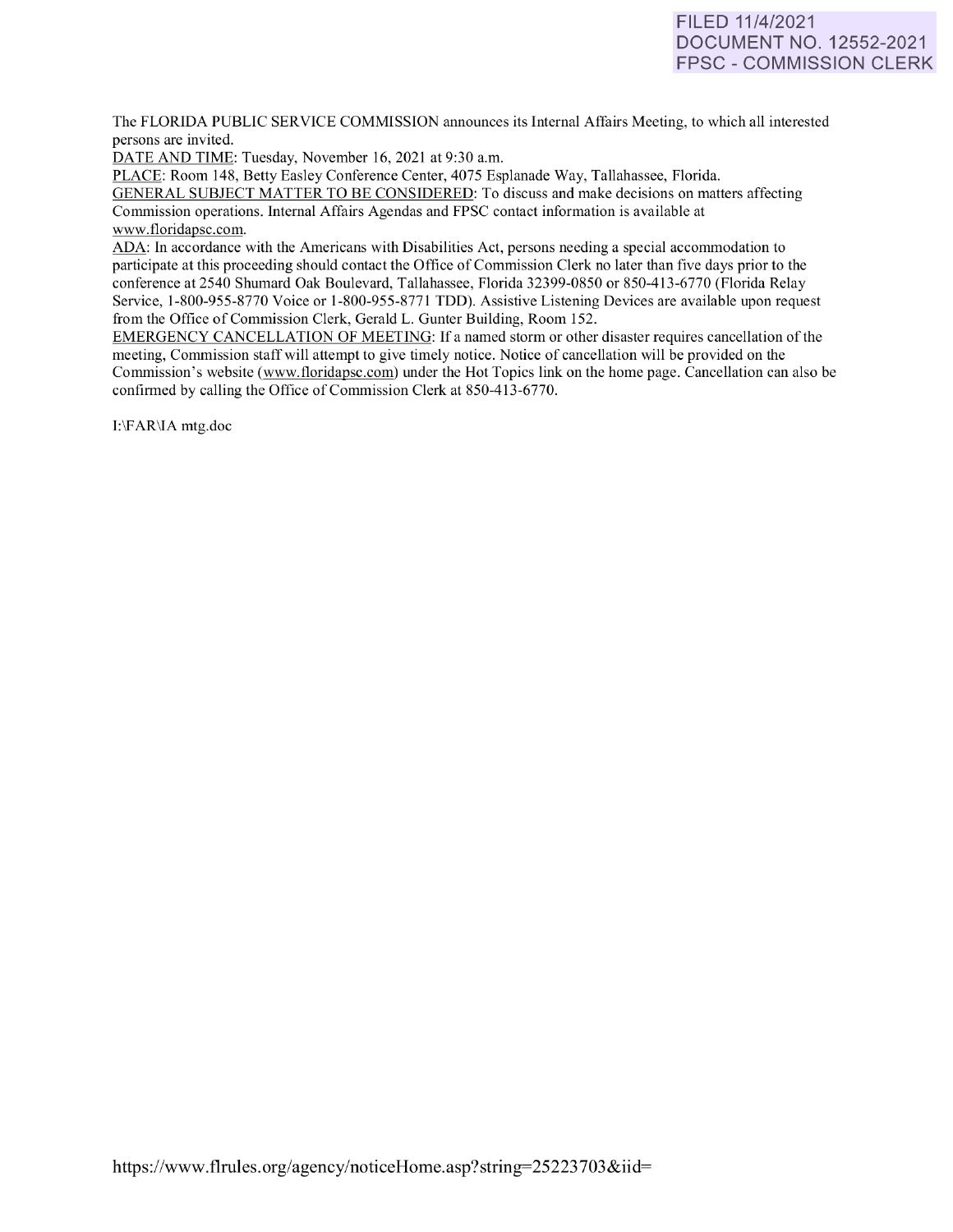FILED 11/4/2021
DOCUMENT NO. 12552-2021
FPSC - COMMISSION CLERK

The FLORIDA PUBLIC SERVICE COMMISSION announces its Internal Affairs Meeting, to which all interested persons are invited.

DATE AND TIME: Tuesday, November 16, 2021 at 9:30 a.m.

PLACE: Room 148, Betty Easley Conference Center, 4075 Esplanade Way, Tallahassee, Florida.

GENERAL SUBJECT MATTER TO BE CONSIDERED: To discuss and make decisions on matters affecting Commission operations. Internal Affairs Agendas and FPSC contact information is available at www.floridapsc.com.

ADA: In accordance with the Americans with Disabilities Act, persons needing a special accommodation to participate at this proceeding should contact the Office of Commission Clerk no later than five days prior to the conference at 2540 Shumard Oak Boulevard, Tallahassee, Florida 32399-0850 or 850-413-6770 (Florida Relay Service, 1-800-955-8770 Voice or 1-800-955-8771 TDD). Assistive Listening Devices are available upon request from the Office of Commission Clerk, Gerald L. Gunter Building, Room 152.

EMERGENCY CANCELLATION OF MEETING: If a named storm or other disaster requires cancellation of the meeting, Commission staff will attempt to give timely notice. Notice of cancellation will be provided on the Commission's website (www.floridapsc.com) under the Hot Topics link on the home page. Cancellation can also be confirmed by calling the Office of Commission Clerk at 850-413-6770.

I:\FAR\IA mtg.doc

https://www.flrules.org/agency/noticeHome.asp?string=25223703&iid=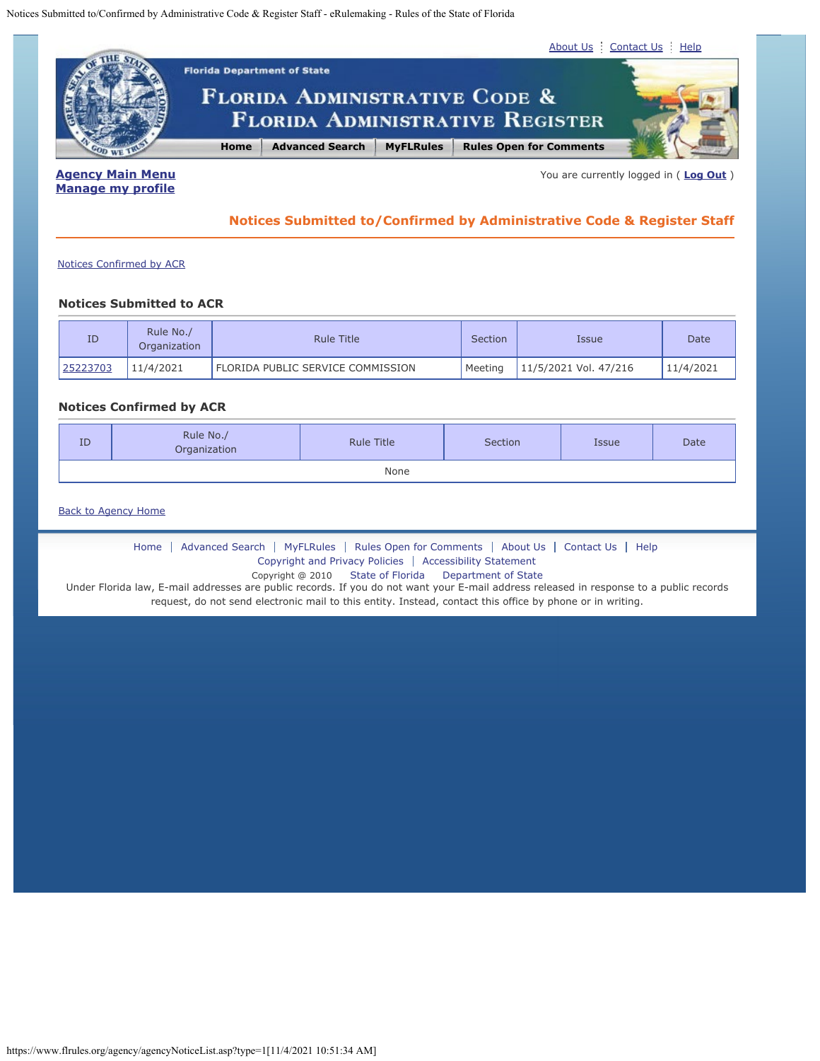About Us | Contact Us | Help

Florida Department of State

# Florida Administrative Code & Florida Administrative Register

Home | Advanced Search | MyFLRules | Rules Open for Comments

**Agency Main Menu**
**Manage my profile**

You are currently logged in ( **Log Out** )

## Notices Submitted to/Confirmed by Administrative Code & Register Staff

Notices Confirmed by ACR

### Notices Submitted to ACR

| ID | Rule No./ Organization | Rule Title | Section | Issue | Date |
|---|---|---|---|---|---|
| 25223703 | 11/4/2021 | FLORIDA PUBLIC SERVICE COMMISSION | Meeting | 11/5/2021 Vol. 47/216 | 11/4/2021 |

### Notices Confirmed by ACR

| ID | Rule No./ Organization | Rule Title | Section | Issue | Date |
|---|---|---|---|---|---|
| None | | | | | |

Back to Agency Home

Home | Advanced Search | MyFLRules | Rules Open for Comments | About Us | Contact Us | Help
Copyright and Privacy Policies | Accessibility Statement
Copyright @ 2010 State of Florida Department of State
Under Florida law, E-mail addresses are public records. If you do not want your E-mail address released in response to a public records request, do not send electronic mail to this entity. Instead, contact this office by phone or in writing.